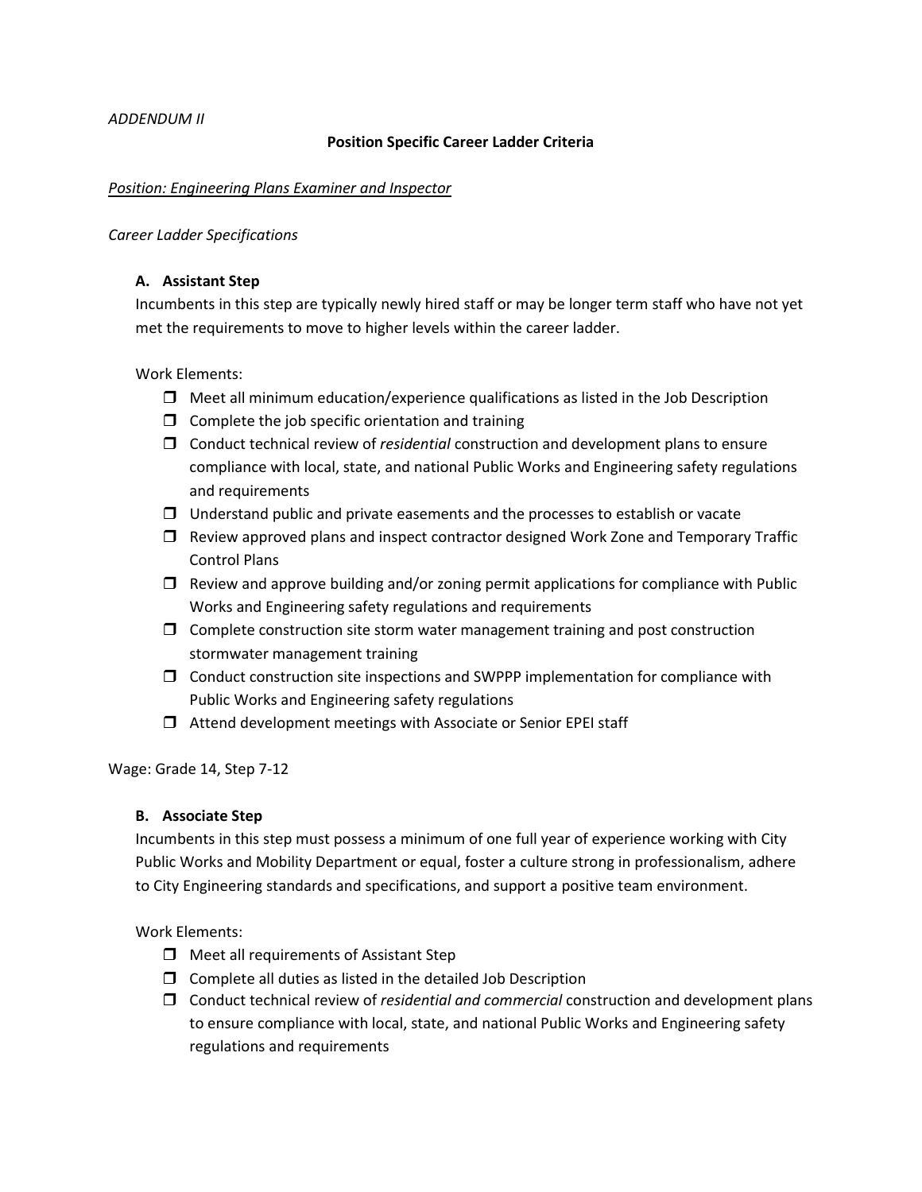*ADDENDUM II*

**Position Specific Career Ladder Criteria**

*Position: Engineering Plans Examiner and Inspector*

*Career Ladder Specifications*

### A. Assistant Step

Incumbents in this step are typically newly hired staff or may be longer term staff who have not yet met the requirements to move to higher levels within the career ladder.

Work Elements:

- ☐ Meet all minimum education/experience qualifications as listed in the Job Description
- ☐ Complete the job specific orientation and training
- ☐ Conduct technical review of *residential* construction and development plans to ensure compliance with local, state, and national Public Works and Engineering safety regulations and requirements
- ☐ Understand public and private easements and the processes to establish or vacate
- ☐ Review approved plans and inspect contractor designed Work Zone and Temporary Traffic Control Plans
- ☐ Review and approve building and/or zoning permit applications for compliance with Public Works and Engineering safety regulations and requirements
- ☐ Complete construction site storm water management training and post construction stormwater management training
- ☐ Conduct construction site inspections and SWPPP implementation for compliance with Public Works and Engineering safety regulations
- ☐ Attend development meetings with Associate or Senior EPEI staff

Wage: Grade 14, Step 7-12

### B. Associate Step

Incumbents in this step must possess a minimum of one full year of experience working with City Public Works and Mobility Department or equal, foster a culture strong in professionalism, adhere to City Engineering standards and specifications, and support a positive team environment.

Work Elements:

- ☐ Meet all requirements of Assistant Step
- ☐ Complete all duties as listed in the detailed Job Description
- ☐ Conduct technical review of *residential and commercial* construction and development plans to ensure compliance with local, state, and national Public Works and Engineering safety regulations and requirements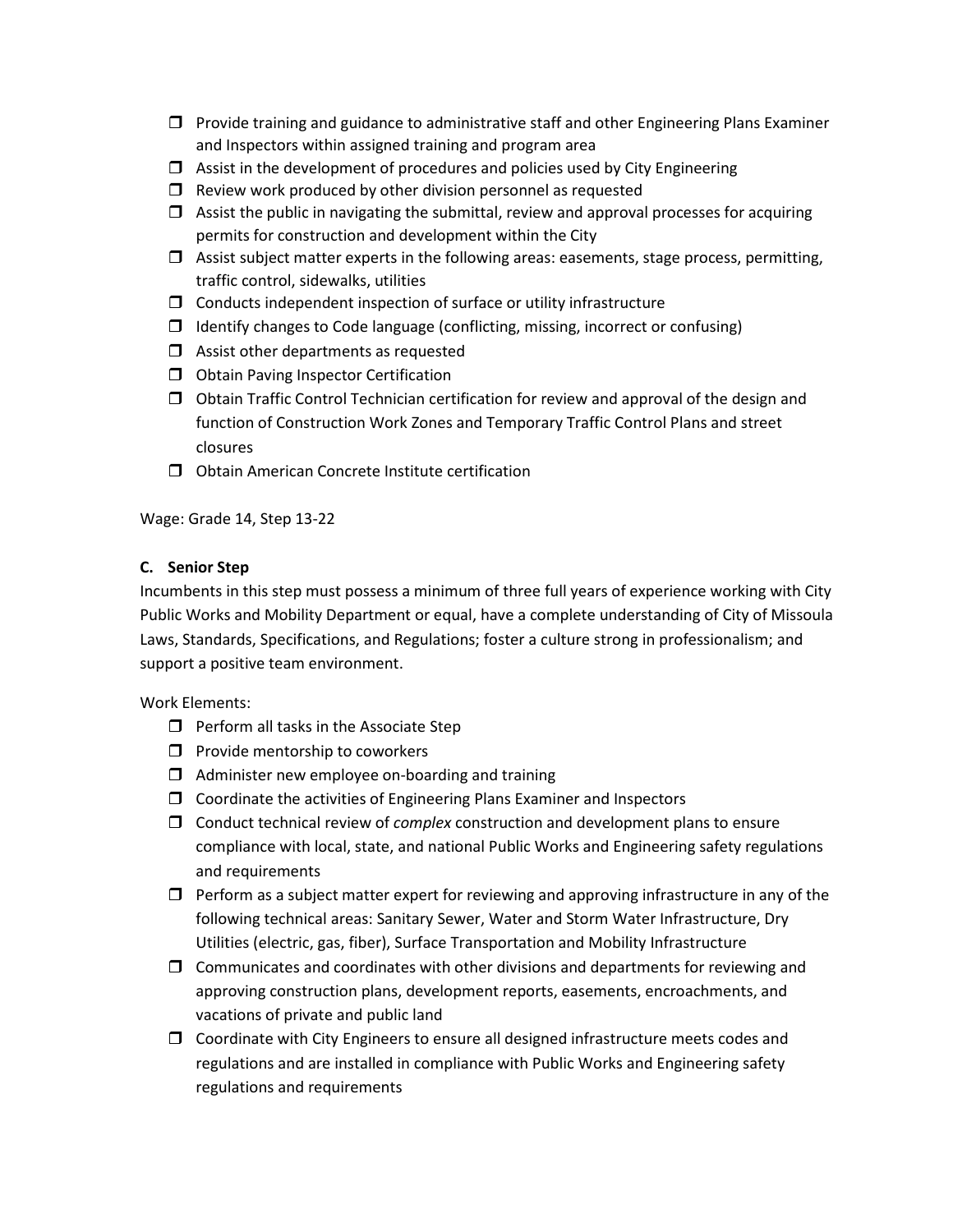- Provide training and guidance to administrative staff and other Engineering Plans Examiner and Inspectors within assigned training and program area
- Assist in the development of procedures and policies used by City Engineering
- Review work produced by other division personnel as requested
- Assist the public in navigating the submittal, review and approval processes for acquiring permits for construction and development within the City
- Assist subject matter experts in the following areas: easements, stage process, permitting, traffic control, sidewalks, utilities
- Conducts independent inspection of surface or utility infrastructure
- Identify changes to Code language (conflicting, missing, incorrect or confusing)
- Assist other departments as requested
- Obtain Paving Inspector Certification
- Obtain Traffic Control Technician certification for review and approval of the design and function of Construction Work Zones and Temporary Traffic Control Plans and street closures
- Obtain American Concrete Institute certification

Wage: Grade 14, Step 13-22

**C. Senior Step**

Incumbents in this step must possess a minimum of three full years of experience working with City Public Works and Mobility Department or equal, have a complete understanding of City of Missoula Laws, Standards, Specifications, and Regulations; foster a culture strong in professionalism; and support a positive team environment.

Work Elements:

- Perform all tasks in the Associate Step
- Provide mentorship to coworkers
- Administer new employee on-boarding and training
- Coordinate the activities of Engineering Plans Examiner and Inspectors
- Conduct technical review of *complex* construction and development plans to ensure compliance with local, state, and national Public Works and Engineering safety regulations and requirements
- Perform as a subject matter expert for reviewing and approving infrastructure in any of the following technical areas: Sanitary Sewer, Water and Storm Water Infrastructure, Dry Utilities (electric, gas, fiber), Surface Transportation and Mobility Infrastructure
- Communicates and coordinates with other divisions and departments for reviewing and approving construction plans, development reports, easements, encroachments, and vacations of private and public land
- Coordinate with City Engineers to ensure all designed infrastructure meets codes and regulations and are installed in compliance with Public Works and Engineering safety regulations and requirements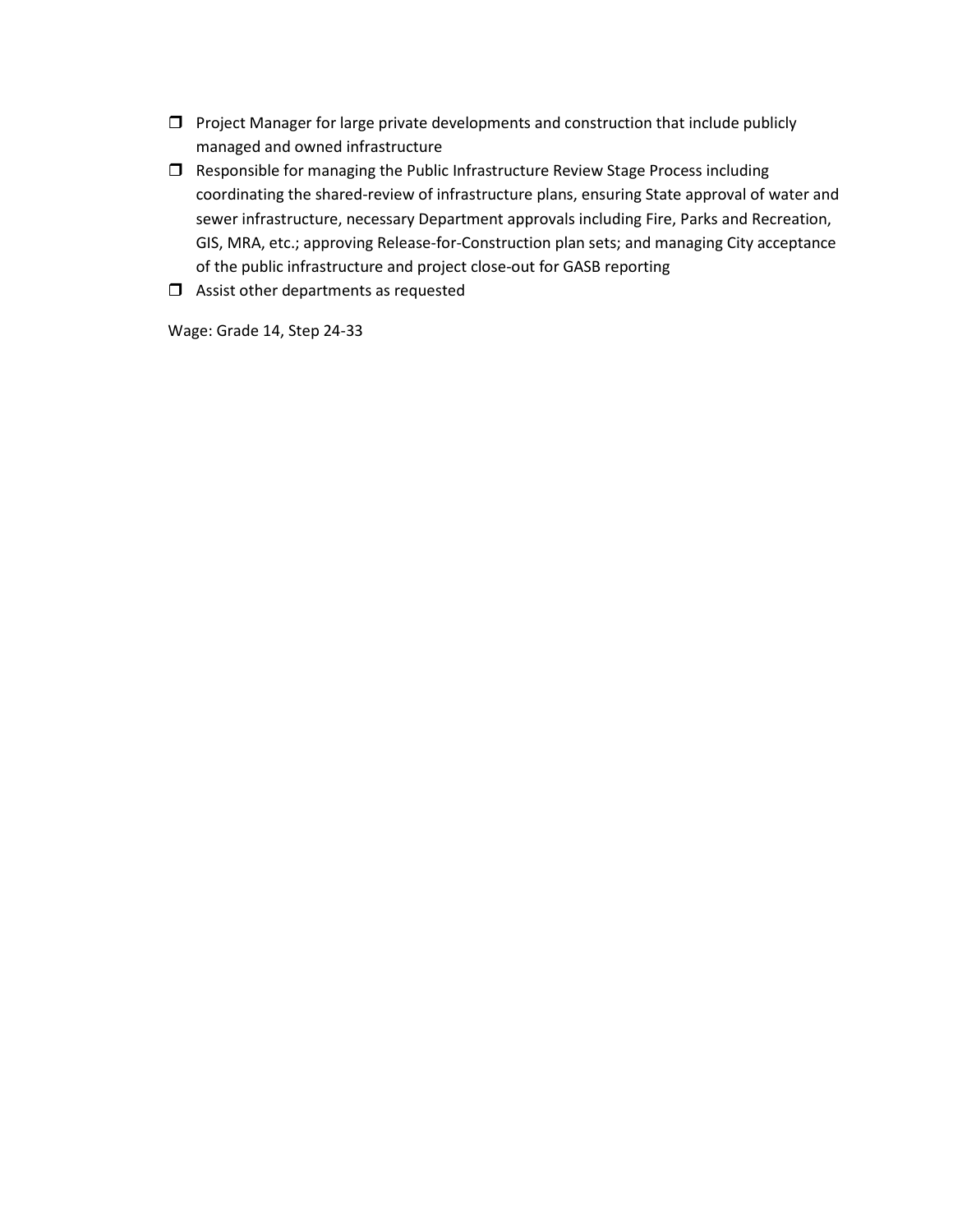- ❒ Project Manager for large private developments and construction that include publicly managed and owned infrastructure
- ❒ Responsible for managing the Public Infrastructure Review Stage Process including coordinating the shared-review of infrastructure plans, ensuring State approval of water and sewer infrastructure, necessary Department approvals including Fire, Parks and Recreation, GIS, MRA, etc.; approving Release-for-Construction plan sets; and managing City acceptance of the public infrastructure and project close-out for GASB reporting
- ❒ Assist other departments as requested

Wage: Grade 14, Step 24-33